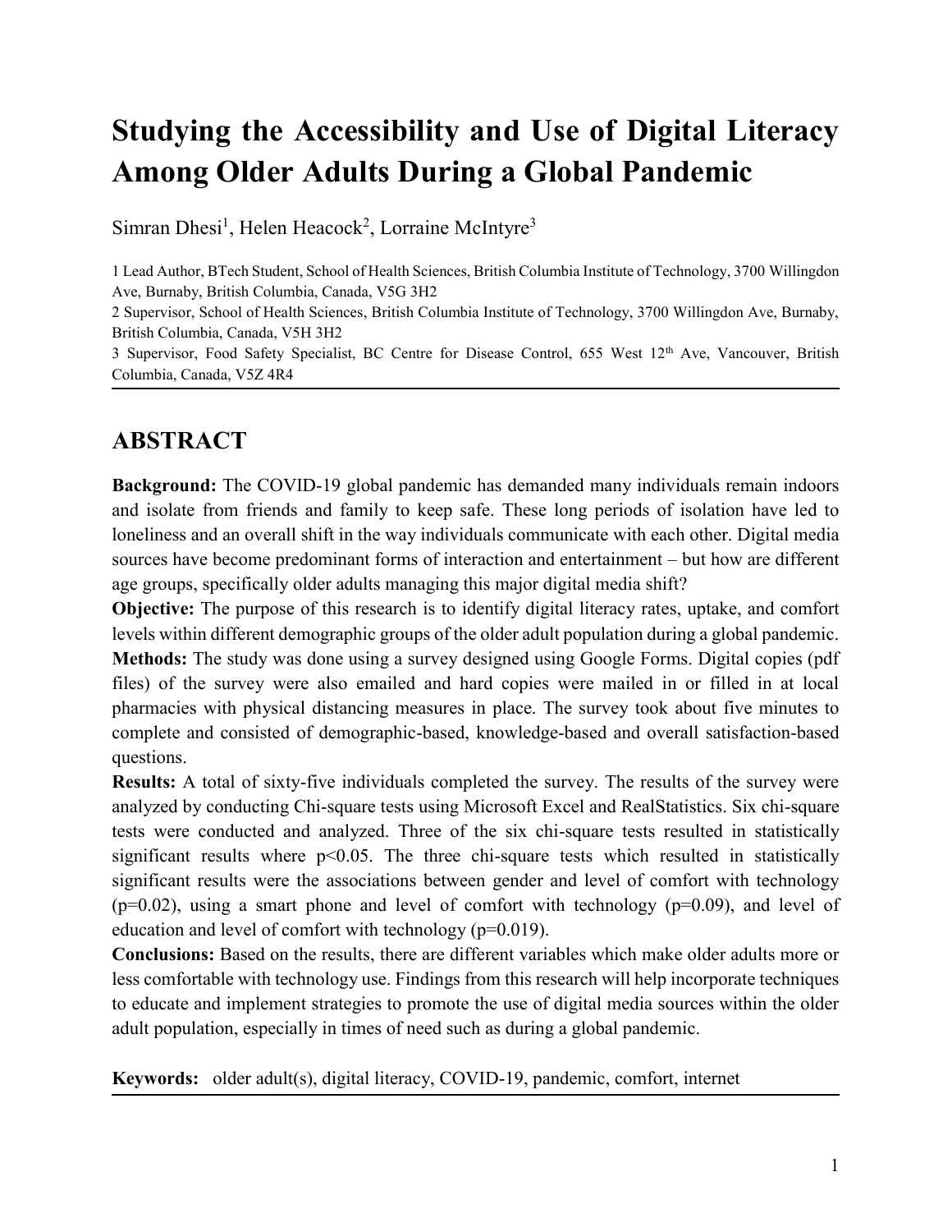# Studying the Accessibility and Use of Digital Literacy Among Older Adults During a Global Pandemic

Simran Dhesi[1], Helen Heacock[2], Lorraine McIntyre[3]

1 Lead Author, BTech Student, School of Health Sciences, British Columbia Institute of Technology, 3700 Willingdon Ave, Burnaby, British Columbia, Canada, V5G 3H2

2 Supervisor, School of Health Sciences, British Columbia Institute of Technology, 3700 Willingdon Ave, Burnaby, British Columbia, Canada, V5H 3H2

3 Supervisor, Food Safety Specialist, BC Centre for Disease Control, 655 West 12th Ave, Vancouver, British Columbia, Canada, V5Z 4R4

## ABSTRACT

**Background:** The COVID-19 global pandemic has demanded many individuals remain indoors and isolate from friends and family to keep safe. These long periods of isolation have led to loneliness and an overall shift in the way individuals communicate with each other. Digital media sources have become predominant forms of interaction and entertainment – but how are different age groups, specifically older adults managing this major digital media shift?

**Objective:** The purpose of this research is to identify digital literacy rates, uptake, and comfort levels within different demographic groups of the older adult population during a global pandemic.

**Methods:** The study was done using a survey designed using Google Forms. Digital copies (pdf files) of the survey were also emailed and hard copies were mailed in or filled in at local pharmacies with physical distancing measures in place. The survey took about five minutes to complete and consisted of demographic-based, knowledge-based and overall satisfaction-based questions.

**Results:** A total of sixty-five individuals completed the survey. The results of the survey were analyzed by conducting Chi-square tests using Microsoft Excel and RealStatistics. Six chi-square tests were conducted and analyzed. Three of the six chi-square tests resulted in statistically significant results where $p<0.05$. The three chi-square tests which resulted in statistically significant results were the associations between gender and level of comfort with technology ($p=0.02$), using a smart phone and level of comfort with technology ($p=0.09$), and level of education and level of comfort with technology ($p=0.019$).

**Conclusions:** Based on the results, there are different variables which make older adults more or less comfortable with technology use. Findings from this research will help incorporate techniques to educate and implement strategies to promote the use of digital media sources within the older adult population, especially in times of need such as during a global pandemic.

**Keywords:** older adult(s), digital literacy, COVID-19, pandemic, comfort, internet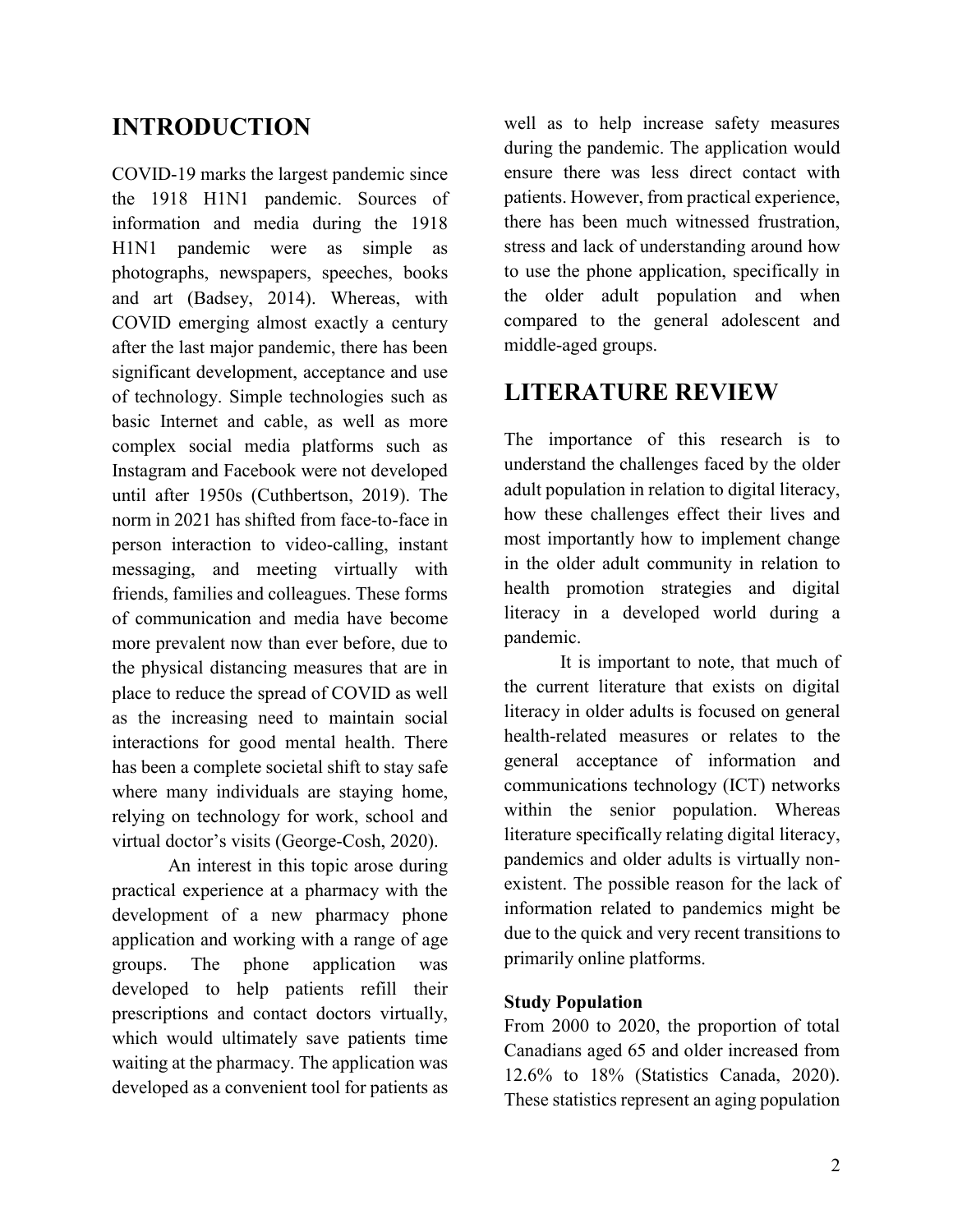## INTRODUCTION

COVID-19 marks the largest pandemic since the 1918 H1N1 pandemic. Sources of information and media during the 1918 H1N1 pandemic were as simple as photographs, newspapers, speeches, books and art (Badsey, 2014). Whereas, with COVID emerging almost exactly a century after the last major pandemic, there has been significant development, acceptance and use of technology. Simple technologies such as basic Internet and cable, as well as more complex social media platforms such as Instagram and Facebook were not developed until after 1950s (Cuthbertson, 2019). The norm in 2021 has shifted from face-to-face in person interaction to video-calling, instant messaging, and meeting virtually with friends, families and colleagues. These forms of communication and media have become more prevalent now than ever before, due to the physical distancing measures that are in place to reduce the spread of COVID as well as the increasing need to maintain social interactions for good mental health. There has been a complete societal shift to stay safe where many individuals are staying home, relying on technology for work, school and virtual doctor's visits (George-Cosh, 2020).

An interest in this topic arose during practical experience at a pharmacy with the development of a new pharmacy phone application and working with a range of age groups. The phone application was developed to help patients refill their prescriptions and contact doctors virtually, which would ultimately save patients time waiting at the pharmacy. The application was developed as a convenient tool for patients as well as to help increase safety measures during the pandemic. The application would ensure there was less direct contact with patients. However, from practical experience, there has been much witnessed frustration, stress and lack of understanding around how to use the phone application, specifically in the older adult population and when compared to the general adolescent and middle-aged groups.

## LITERATURE REVIEW

The importance of this research is to understand the challenges faced by the older adult population in relation to digital literacy, how these challenges effect their lives and most importantly how to implement change in the older adult community in relation to health promotion strategies and digital literacy in a developed world during a pandemic.

It is important to note, that much of the current literature that exists on digital literacy in older adults is focused on general health-related measures or relates to the general acceptance of information and communications technology (ICT) networks within the senior population. Whereas literature specifically relating digital literacy, pandemics and older adults is virtually non-existent. The possible reason for the lack of information related to pandemics might be due to the quick and very recent transitions to primarily online platforms.

**Study Population**

From 2000 to 2020, the proportion of total Canadians aged 65 and older increased from 12.6% to 18% (Statistics Canada, 2020). These statistics represent an aging population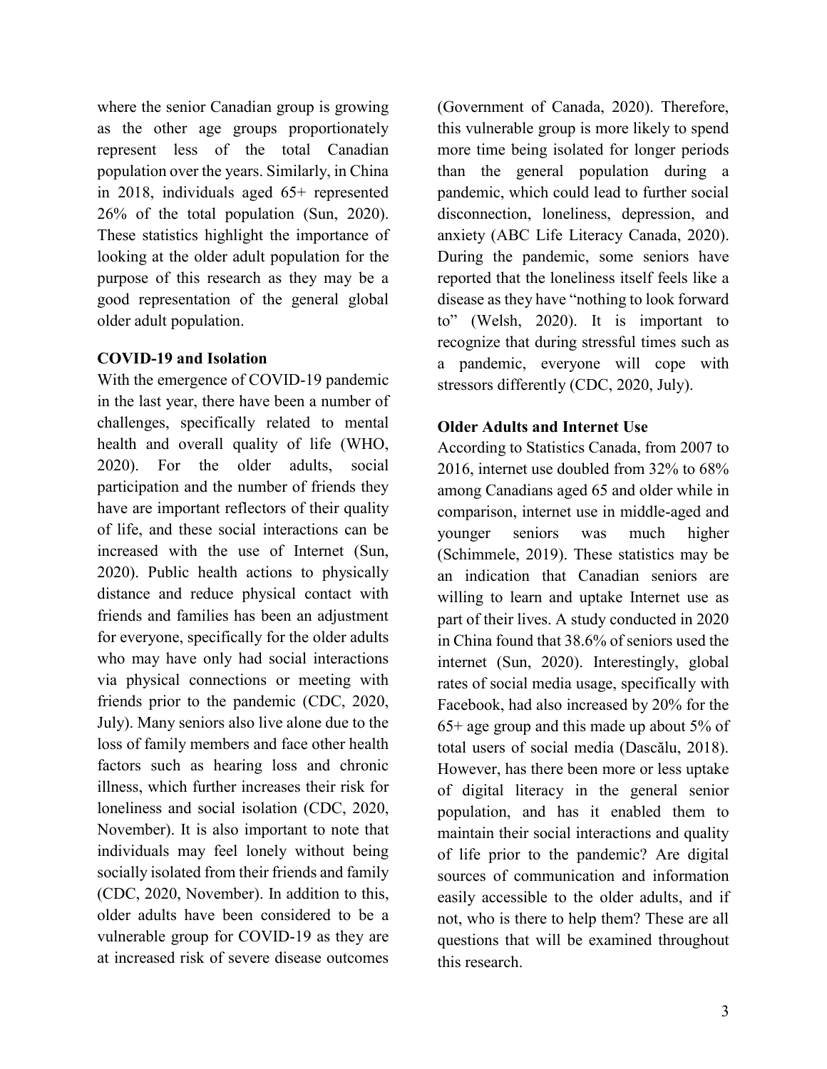where the senior Canadian group is growing as the other age groups proportionately represent less of the total Canadian population over the years. Similarly, in China in 2018, individuals aged 65+ represented 26% of the total population (Sun, 2020). These statistics highlight the importance of looking at the older adult population for the purpose of this research as they may be a good representation of the general global older adult population.

**COVID-19 and Isolation**

With the emergence of COVID-19 pandemic in the last year, there have been a number of challenges, specifically related to mental health and overall quality of life (WHO, 2020). For the older adults, social participation and the number of friends they have are important reflectors of their quality of life, and these social interactions can be increased with the use of Internet (Sun, 2020). Public health actions to physically distance and reduce physical contact with friends and families has been an adjustment for everyone, specifically for the older adults who may have only had social interactions via physical connections or meeting with friends prior to the pandemic (CDC, 2020, July). Many seniors also live alone due to the loss of family members and face other health factors such as hearing loss and chronic illness, which further increases their risk for loneliness and social isolation (CDC, 2020, November). It is also important to note that individuals may feel lonely without being socially isolated from their friends and family (CDC, 2020, November). In addition to this, older adults have been considered to be a vulnerable group for COVID-19 as they are at increased risk of severe disease outcomes (Government of Canada, 2020). Therefore, this vulnerable group is more likely to spend more time being isolated for longer periods than the general population during a pandemic, which could lead to further social disconnection, loneliness, depression, and anxiety (ABC Life Literacy Canada, 2020). During the pandemic, some seniors have reported that the loneliness itself feels like a disease as they have "nothing to look forward to" (Welsh, 2020). It is important to recognize that during stressful times such as a pandemic, everyone will cope with stressors differently (CDC, 2020, July).

**Older Adults and Internet Use**

According to Statistics Canada, from 2007 to 2016, internet use doubled from 32% to 68% among Canadians aged 65 and older while in comparison, internet use in middle-aged and younger seniors was much higher (Schimmele, 2019). These statistics may be an indication that Canadian seniors are willing to learn and uptake Internet use as part of their lives. A study conducted in 2020 in China found that 38.6% of seniors used the internet (Sun, 2020). Interestingly, global rates of social media usage, specifically with Facebook, had also increased by 20% for the 65+ age group and this made up about 5% of total users of social media (Dascălu, 2018). However, has there been more or less uptake of digital literacy in the general senior population, and has it enabled them to maintain their social interactions and quality of life prior to the pandemic? Are digital sources of communication and information easily accessible to the older adults, and if not, who is there to help them? These are all questions that will be examined throughout this research.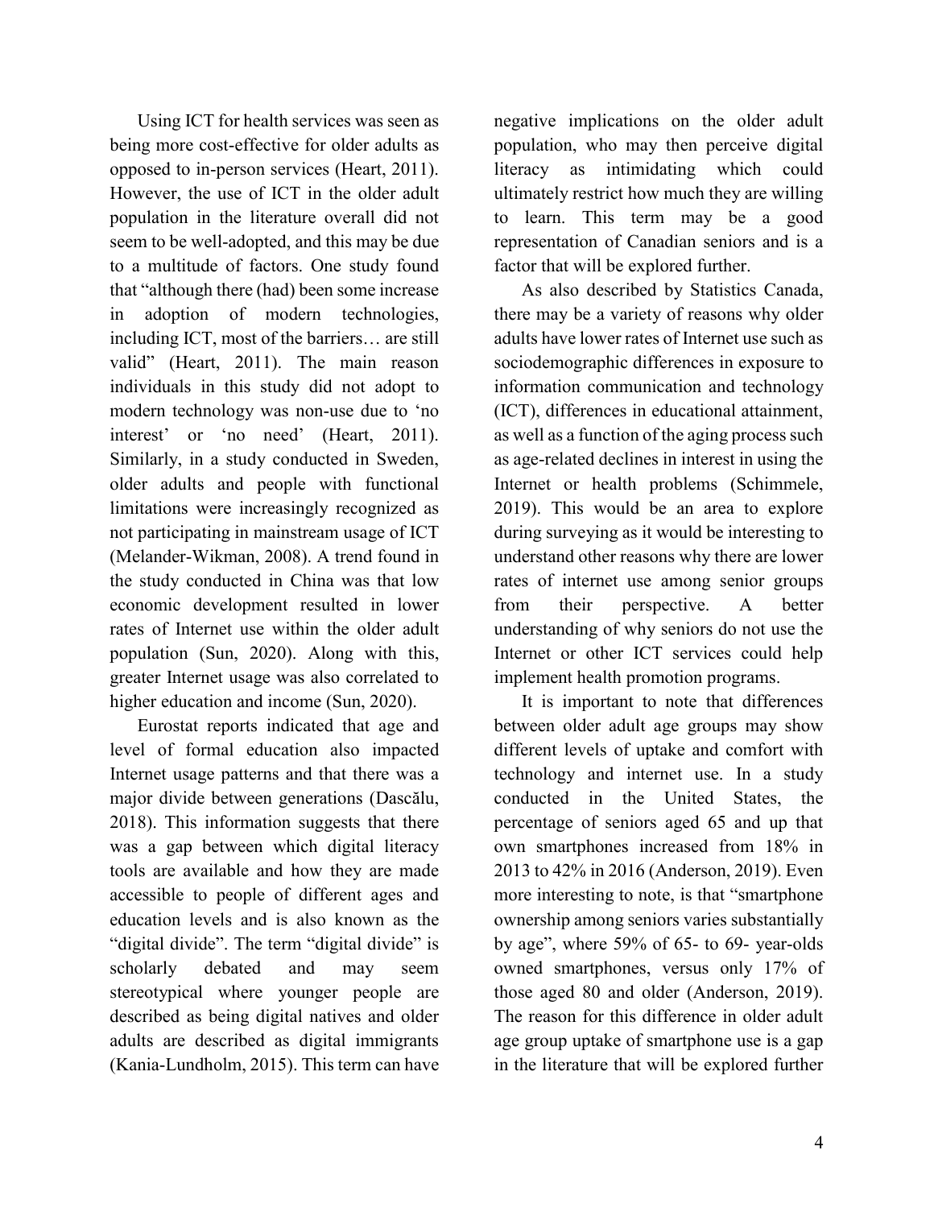Using ICT for health services was seen as being more cost-effective for older adults as opposed to in-person services (Heart, 2011). However, the use of ICT in the older adult population in the literature overall did not seem to be well-adopted, and this may be due to a multitude of factors. One study found that "although there (had) been some increase in adoption of modern technologies, including ICT, most of the barriers… are still valid" (Heart, 2011). The main reason individuals in this study did not adopt to modern technology was non-use due to 'no interest' or 'no need' (Heart, 2011). Similarly, in a study conducted in Sweden, older adults and people with functional limitations were increasingly recognized as not participating in mainstream usage of ICT (Melander-Wikman, 2008). A trend found in the study conducted in China was that low economic development resulted in lower rates of Internet use within the older adult population (Sun, 2020). Along with this, greater Internet usage was also correlated to higher education and income (Sun, 2020).

Eurostat reports indicated that age and level of formal education also impacted Internet usage patterns and that there was a major divide between generations (Dascălu, 2018). This information suggests that there was a gap between which digital literacy tools are available and how they are made accessible to people of different ages and education levels and is also known as the "digital divide". The term "digital divide" is scholarly debated and may seem stereotypical where younger people are described as being digital natives and older adults are described as digital immigrants (Kania-Lundholm, 2015). This term can have negative implications on the older adult population, who may then perceive digital literacy as intimidating which could ultimately restrict how much they are willing to learn. This term may be a good representation of Canadian seniors and is a factor that will be explored further.

As also described by Statistics Canada, there may be a variety of reasons why older adults have lower rates of Internet use such as sociodemographic differences in exposure to information communication and technology (ICT), differences in educational attainment, as well as a function of the aging process such as age-related declines in interest in using the Internet or health problems (Schimmele, 2019). This would be an area to explore during surveying as it would be interesting to understand other reasons why there are lower rates of internet use among senior groups from their perspective. A better understanding of why seniors do not use the Internet or other ICT services could help implement health promotion programs.

It is important to note that differences between older adult age groups may show different levels of uptake and comfort with technology and internet use. In a study conducted in the United States, the percentage of seniors aged 65 and up that own smartphones increased from 18% in 2013 to 42% in 2016 (Anderson, 2019). Even more interesting to note, is that "smartphone ownership among seniors varies substantially by age", where 59% of 65- to 69- year-olds owned smartphones, versus only 17% of those aged 80 and older (Anderson, 2019). The reason for this difference in older adult age group uptake of smartphone use is a gap in the literature that will be explored further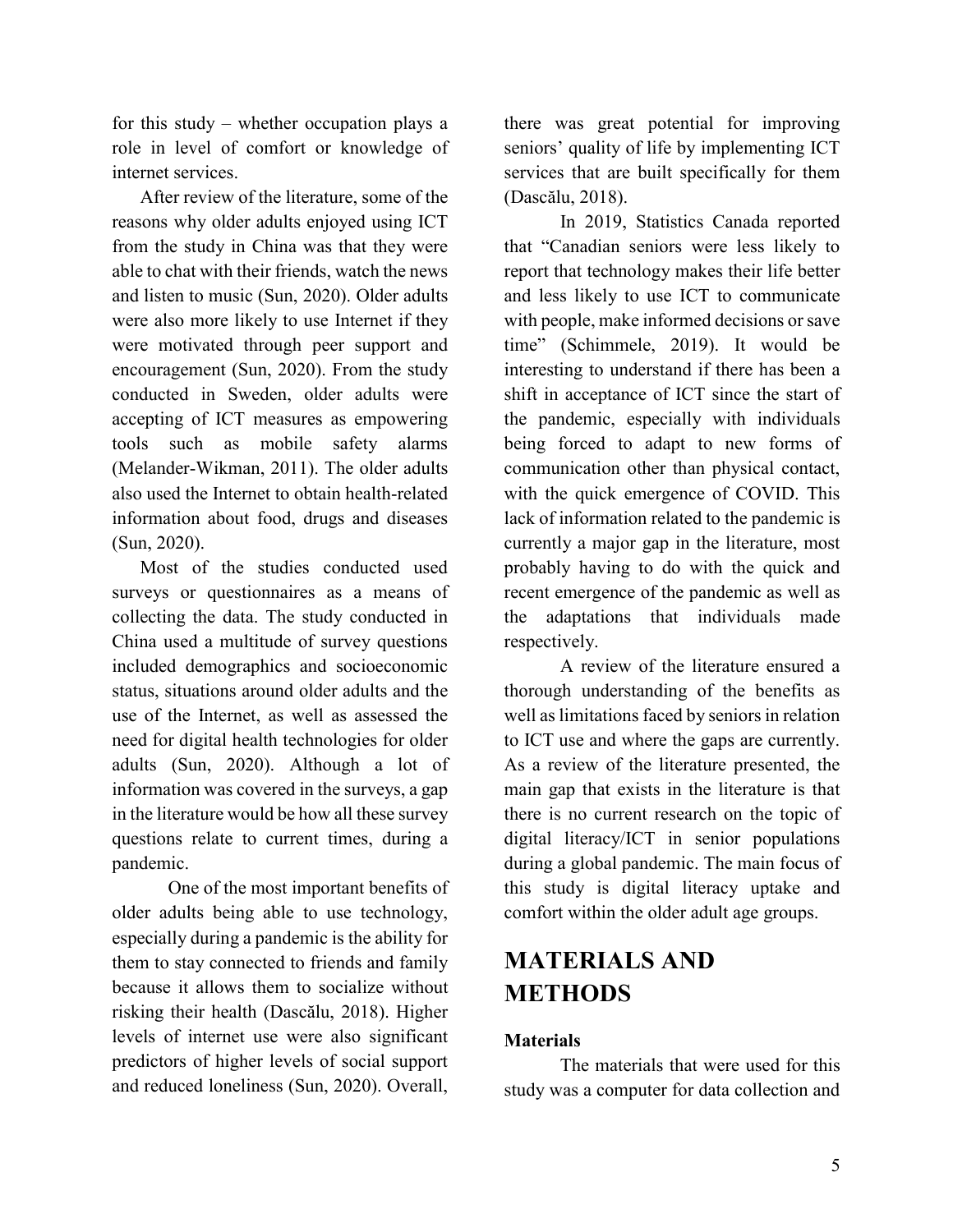for this study – whether occupation plays a role in level of comfort or knowledge of internet services.

After review of the literature, some of the reasons why older adults enjoyed using ICT from the study in China was that they were able to chat with their friends, watch the news and listen to music (Sun, 2020). Older adults were also more likely to use Internet if they were motivated through peer support and encouragement (Sun, 2020). From the study conducted in Sweden, older adults were accepting of ICT measures as empowering tools such as mobile safety alarms (Melander-Wikman, 2011). The older adults also used the Internet to obtain health-related information about food, drugs and diseases (Sun, 2020).

Most of the studies conducted used surveys or questionnaires as a means of collecting the data. The study conducted in China used a multitude of survey questions included demographics and socioeconomic status, situations around older adults and the use of the Internet, as well as assessed the need for digital health technologies for older adults (Sun, 2020). Although a lot of information was covered in the surveys, a gap in the literature would be how all these survey questions relate to current times, during a pandemic.

One of the most important benefits of older adults being able to use technology, especially during a pandemic is the ability for them to stay connected to friends and family because it allows them to socialize without risking their health (Dascălu, 2018). Higher levels of internet use were also significant predictors of higher levels of social support and reduced loneliness (Sun, 2020). Overall, there was great potential for improving seniors' quality of life by implementing ICT services that are built specifically for them (Dascălu, 2018).

In 2019, Statistics Canada reported that "Canadian seniors were less likely to report that technology makes their life better and less likely to use ICT to communicate with people, make informed decisions or save time" (Schimmele, 2019). It would be interesting to understand if there has been a shift in acceptance of ICT since the start of the pandemic, especially with individuals being forced to adapt to new forms of communication other than physical contact, with the quick emergence of COVID. This lack of information related to the pandemic is currently a major gap in the literature, most probably having to do with the quick and recent emergence of the pandemic as well as the adaptations that individuals made respectively.

A review of the literature ensured a thorough understanding of the benefits as well as limitations faced by seniors in relation to ICT use and where the gaps are currently. As a review of the literature presented, the main gap that exists in the literature is that there is no current research on the topic of digital literacy/ICT in senior populations during a global pandemic. The main focus of this study is digital literacy uptake and comfort within the older adult age groups.

# MATERIALS AND METHODS

### Materials

The materials that were used for this study was a computer for data collection and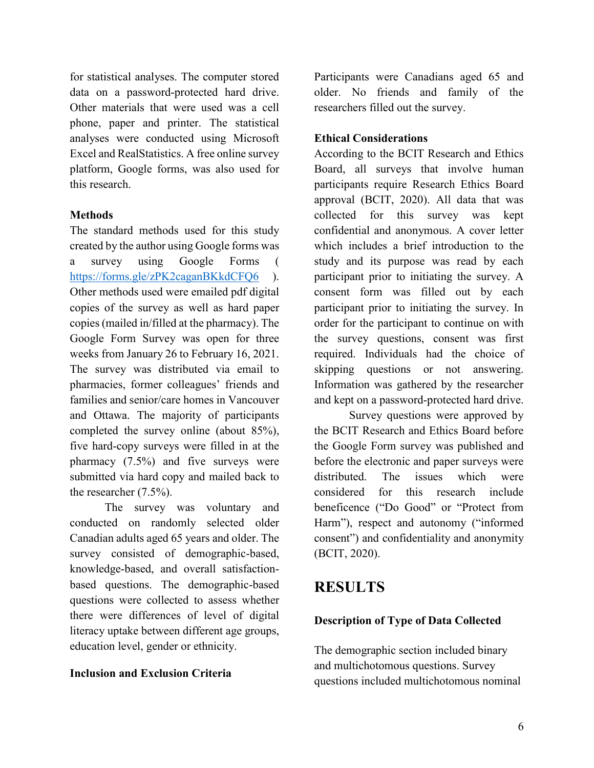for statistical analyses. The computer stored data on a password-protected hard drive. Other materials that were used was a cell phone, paper and printer. The statistical analyses were conducted using Microsoft Excel and RealStatistics. A free online survey platform, Google forms, was also used for this research.

### Methods

The standard methods used for this study created by the author using Google forms was a survey using Google Forms ( https://forms.gle/zPK2caganBKkdCFQ6 ). Other methods used were emailed pdf digital copies of the survey as well as hard paper copies (mailed in/filled at the pharmacy). The Google Form Survey was open for three weeks from January 26 to February 16, 2021. The survey was distributed via email to pharmacies, former colleagues' friends and families and senior/care homes in Vancouver and Ottawa. The majority of participants completed the survey online (about 85%), five hard-copy surveys were filled in at the pharmacy (7.5%) and five surveys were submitted via hard copy and mailed back to the researcher (7.5%).

The survey was voluntary and conducted on randomly selected older Canadian adults aged 65 years and older. The survey consisted of demographic-based, knowledge-based, and overall satisfaction-based questions. The demographic-based questions were collected to assess whether there were differences of level of digital literacy uptake between different age groups, education level, gender or ethnicity.

### Inclusion and Exclusion Criteria

Participants were Canadians aged 65 and older. No friends and family of the researchers filled out the survey.

### Ethical Considerations

According to the BCIT Research and Ethics Board, all surveys that involve human participants require Research Ethics Board approval (BCIT, 2020). All data that was collected for this survey was kept confidential and anonymous. A cover letter which includes a brief introduction to the study and its purpose was read by each participant prior to initiating the survey. A consent form was filled out by each participant prior to initiating the survey. In order for the participant to continue on with the survey questions, consent was first required. Individuals had the choice of skipping questions or not answering. Information was gathered by the researcher and kept on a password-protected hard drive.

Survey questions were approved by the BCIT Research and Ethics Board before the Google Form survey was published and before the electronic and paper surveys were distributed. The issues which were considered for this research include beneficence ("Do Good" or "Protect from Harm"), respect and autonomy ("informed consent") and confidentiality and anonymity (BCIT, 2020).

## RESULTS

### Description of Type of Data Collected

The demographic section included binary and multichotomous questions. Survey questions included multichotomous nominal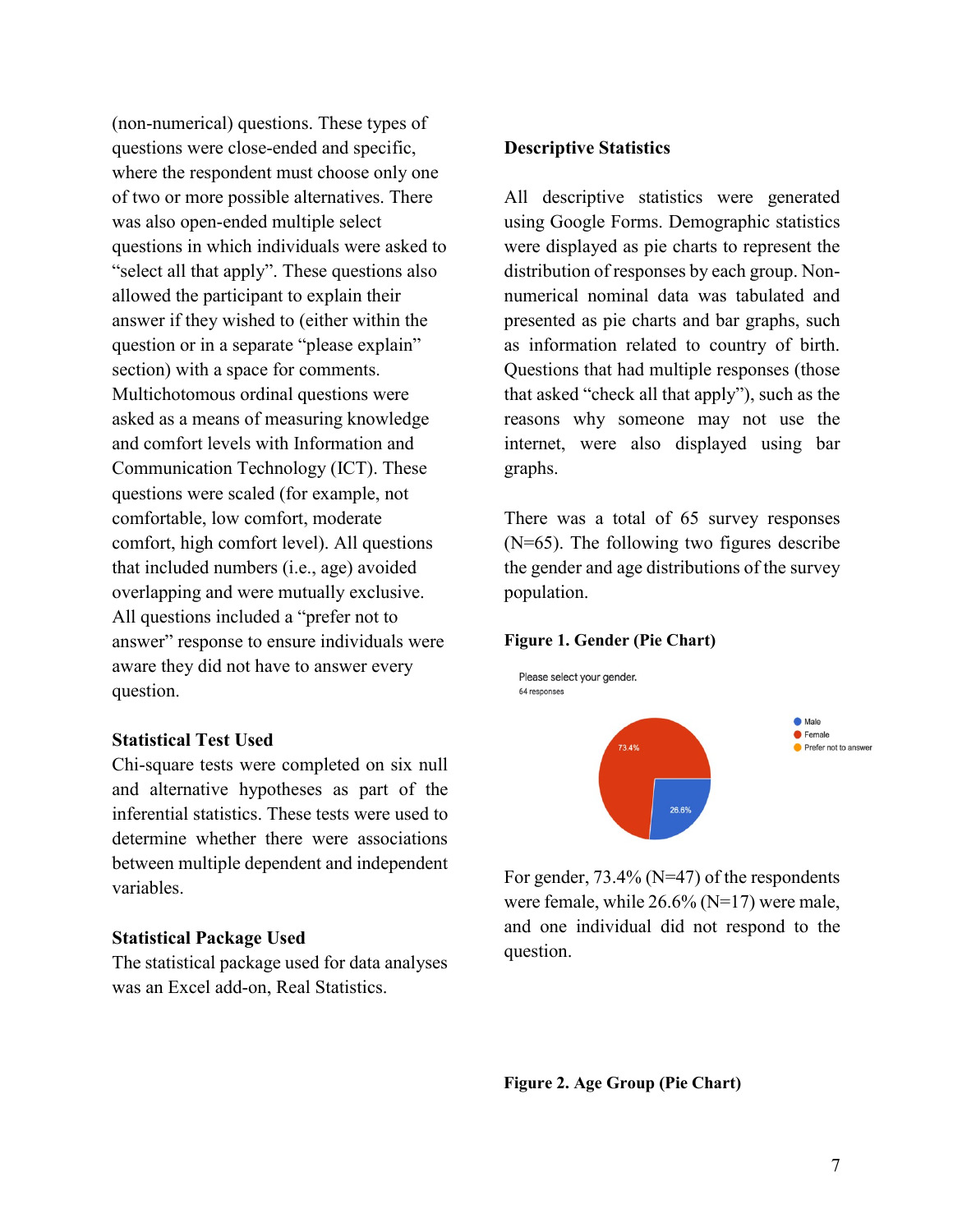(non-numerical) questions. These types of questions were close-ended and specific, where the respondent must choose only one of two or more possible alternatives. There was also open-ended multiple select questions in which individuals were asked to "select all that apply". These questions also allowed the participant to explain their answer if they wished to (either within the question or in a separate "please explain" section) with a space for comments. Multichotomous ordinal questions were asked as a means of measuring knowledge and comfort levels with Information and Communication Technology (ICT). These questions were scaled (for example, not comfortable, low comfort, moderate comfort, high comfort level). All questions that included numbers (i.e., age) avoided overlapping and were mutually exclusive. All questions included a "prefer not to answer" response to ensure individuals were aware they did not have to answer every question.

### Statistical Test Used

Chi-square tests were completed on six null and alternative hypotheses as part of the inferential statistics. These tests were used to determine whether there were associations between multiple dependent and independent variables.

### Statistical Package Used

The statistical package used for data analyses was an Excel add-on, Real Statistics.

### Descriptive Statistics

All descriptive statistics were generated using Google Forms. Demographic statistics were displayed as pie charts to represent the distribution of responses by each group. Non-numerical nominal data was tabulated and presented as pie charts and bar graphs, such as information related to country of birth. Questions that had multiple responses (those that asked "check all that apply"), such as the reasons why someone may not use the internet, were also displayed using bar graphs.

There was a total of 65 survey responses (N=65). The following two figures describe the gender and age distributions of the survey population.

**Figure 1. Gender (Pie Chart)**

Please select your gender.
64 responses

- Male: 26.6%
- Female: 73.4%
- Prefer not to answer

For gender, 73.4% (N=47) of the respondents were female, while 26.6% (N=17) were male, and one individual did not respond to the question.

**Figure 2. Age Group (Pie Chart)**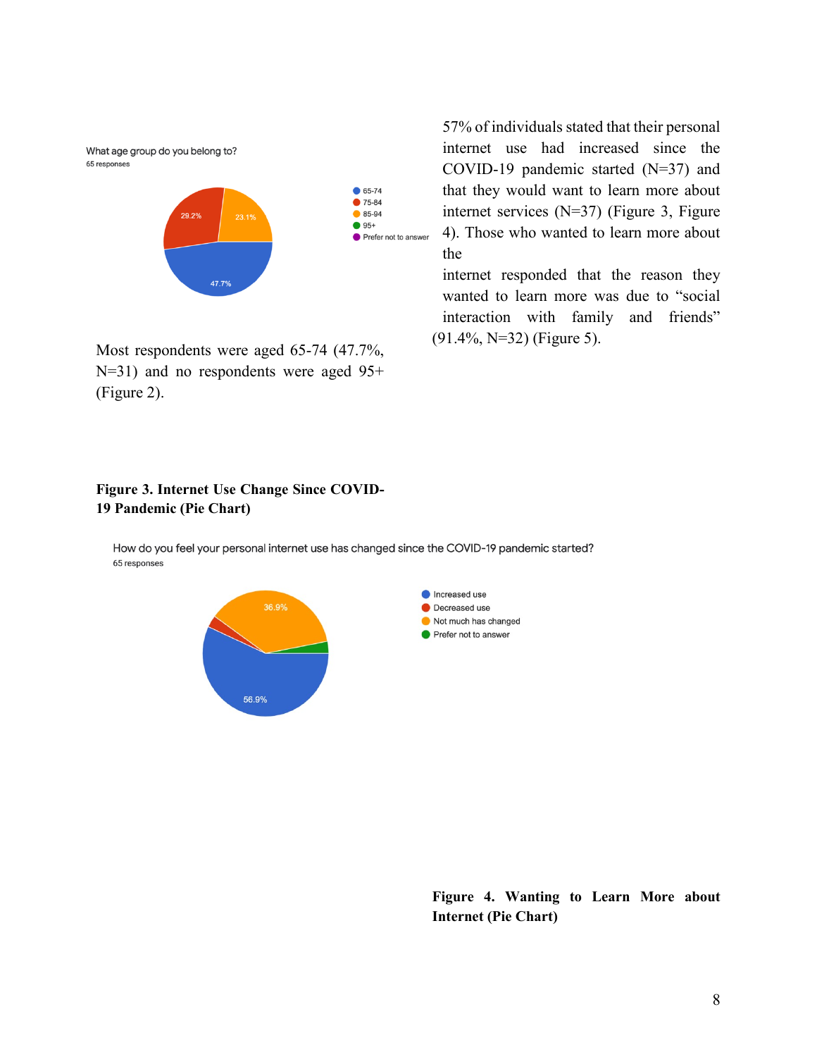What age group do you belong to?
65 responses

- 65-74: 47.7%
- 75-84: 29.2%
- 85-94: 23.1%
- 95+
- Prefer not to answer

Most respondents were aged 65-74 (47.7%, N=31) and no respondents were aged 95+ (Figure 2).

57% of individuals stated that their personal internet use had increased since the COVID-19 pandemic started (N=37) and that they would want to learn more about internet services (N=37) (Figure 3, Figure 4). Those who wanted to learn more about the internet responded that the reason they wanted to learn more was due to "social interaction with family and friends" (91.4%, N=32) (Figure 5).

**Figure 3. Internet Use Change Since COVID-19 Pandemic (Pie Chart)**

How do you feel your personal internet use has changed since the COVID-19 pandemic started?
65 responses

- Increased use: 56.9%
- Decreased use
- Not much has changed: 36.9%
- Prefer not to answer

**Figure 4. Wanting to Learn More about Internet (Pie Chart)**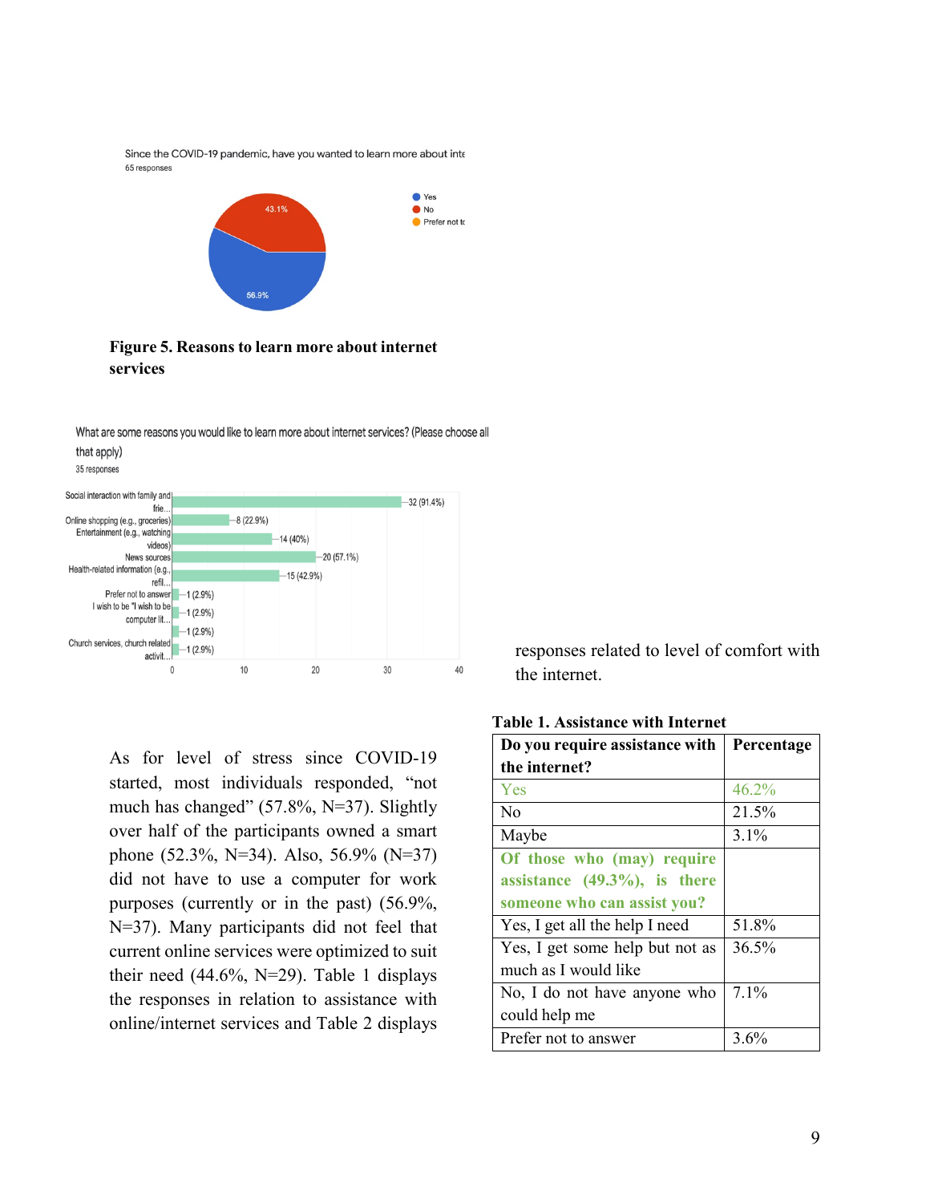Since the COVID-19 pandemic, have you wanted to learn more about inte

65 responses

- Yes: 56.9%
- No: 43.1%
- Prefer not to

**Figure 5. Reasons to learn more about internet services**

What are some reasons you would like to learn more about internet services? (Please choose all that apply)

35 responses

| Reason | Responses |
| --- | --- |
| Social interaction with family and frie... | 32 (91.4%) |
| Online shopping (e.g., groceries) | 8 (22.9%) |
| Entertainment (e.g., watching videos) | 14 (40%) |
| News sources | 20 (57.1%) |
| Health-related information (e.g., refil... | 15 (42.9%) |
| Prefer not to answer | 1 (2.9%) |
| I wish to be "I wish to be computer lit... | 1 (2.9%) |
|  | 1 (2.9%) |
| Church services, church related activit... | 1 (2.9%) |

As for level of stress since COVID-19 started, most individuals responded, "not much has changed" (57.8%, N=37). Slightly over half of the participants owned a smart phone (52.3%, N=34). Also, 56.9% (N=37) did not have to use a computer for work purposes (currently or in the past) (56.9%, N=37). Many participants did not feel that current online services were optimized to suit their need (44.6%, N=29). Table 1 displays the responses in relation to assistance with online/internet services and Table 2 displays responses related to level of comfort with the internet.

**Table 1. Assistance with Internet**

| **Do you require assistance with the internet?** | **Percentage** |
| --- | --- |
| Yes | 46.2% |
| No | 21.5% |
| Maybe | 3.1% |
| **Of those who (may) require assistance (49.3%), is there someone who can assist you?** | |
| Yes, I get all the help I need | 51.8% |
| Yes, I get some help but not as much as I would like | 36.5% |
| No, I do not have anyone who could help me | 7.1% |
| Prefer not to answer | 3.6% |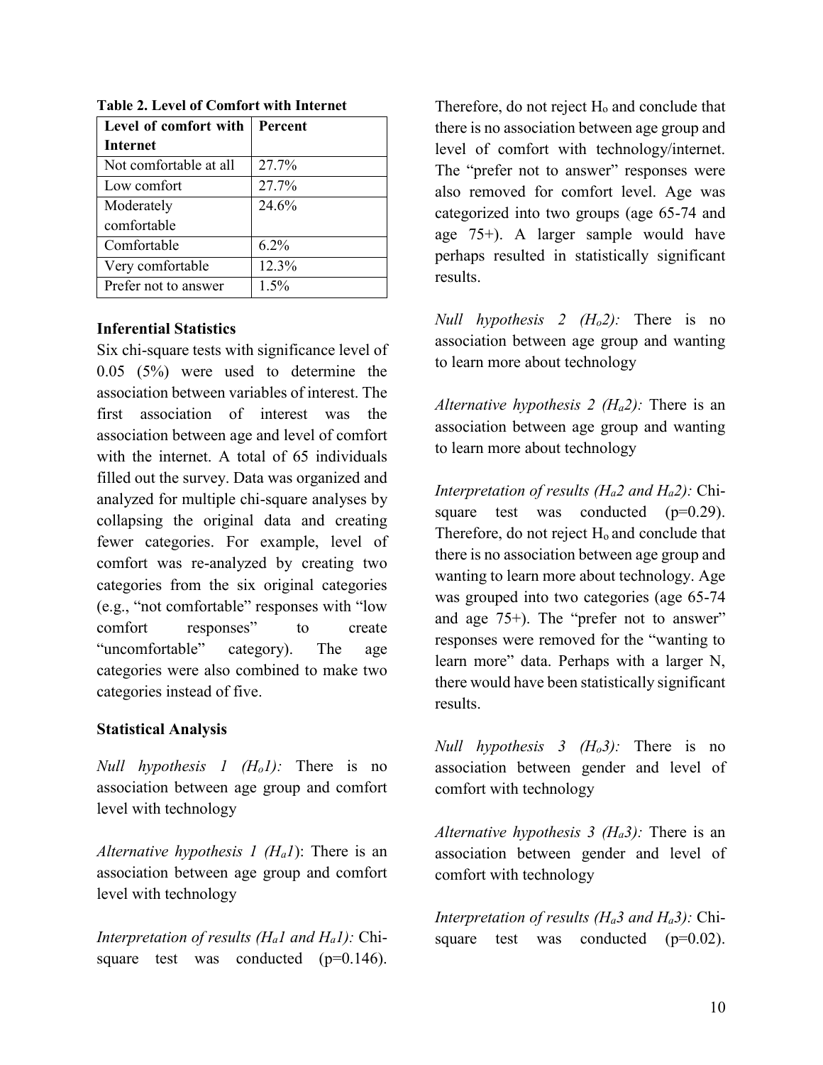**Table 2. Level of Comfort with Internet**

| Level of comfort with Internet | Percent |
|---|---|
| Not comfortable at all | 27.7% |
| Low comfort | 27.7% |
| Moderately comfortable | 24.6% |
| Comfortable | 6.2% |
| Very comfortable | 12.3% |
| Prefer not to answer | 1.5% |

### Inferential Statistics

Six chi-square tests with significance level of 0.05 (5%) were used to determine the association between variables of interest. The first association of interest was the association between age and level of comfort with the internet. A total of 65 individuals filled out the survey. Data was organized and analyzed for multiple chi-square analyses by collapsing the original data and creating fewer categories. For example, level of comfort was re-analyzed by creating two categories from the six original categories (e.g., "not comfortable" responses with "low comfort responses" to create "uncomfortable" category). The age categories were also combined to make two categories instead of five.

### Statistical Analysis

*Null hypothesis 1 ($H_o1$):* There is no association between age group and comfort level with technology

*Alternative hypothesis 1 ($H_a1$)*: There is an association between age group and comfort level with technology

*Interpretation of results ($H_a1$ and $H_a1$):* Chi-square test was conducted ($p=0.146$). Therefore, do not reject $H_o$ and conclude that there is no association between age group and level of comfort with technology/internet. The "prefer not to answer" responses were also removed for comfort level. Age was categorized into two groups (age 65-74 and age 75+). A larger sample would have perhaps resulted in statistically significant results.

*Null hypothesis 2 ($H_o2$):* There is no association between age group and wanting to learn more about technology

*Alternative hypothesis 2 ($H_a2$):* There is an association between age group and wanting to learn more about technology

*Interpretation of results ($H_a2$ and $H_a2$):* Chi-square test was conducted ($p=0.29$). Therefore, do not reject $H_o$ and conclude that there is no association between age group and wanting to learn more about technology. Age was grouped into two categories (age 65-74 and age 75+). The "prefer not to answer" responses were removed for the "wanting to learn more" data. Perhaps with a larger N, there would have been statistically significant results.

*Null hypothesis 3 ($H_o3$):* There is no association between gender and level of comfort with technology

*Alternative hypothesis 3 ($H_a3$):* There is an association between gender and level of comfort with technology

*Interpretation of results ($H_a3$ and $H_a3$):* Chi-square test was conducted ($p=0.02$).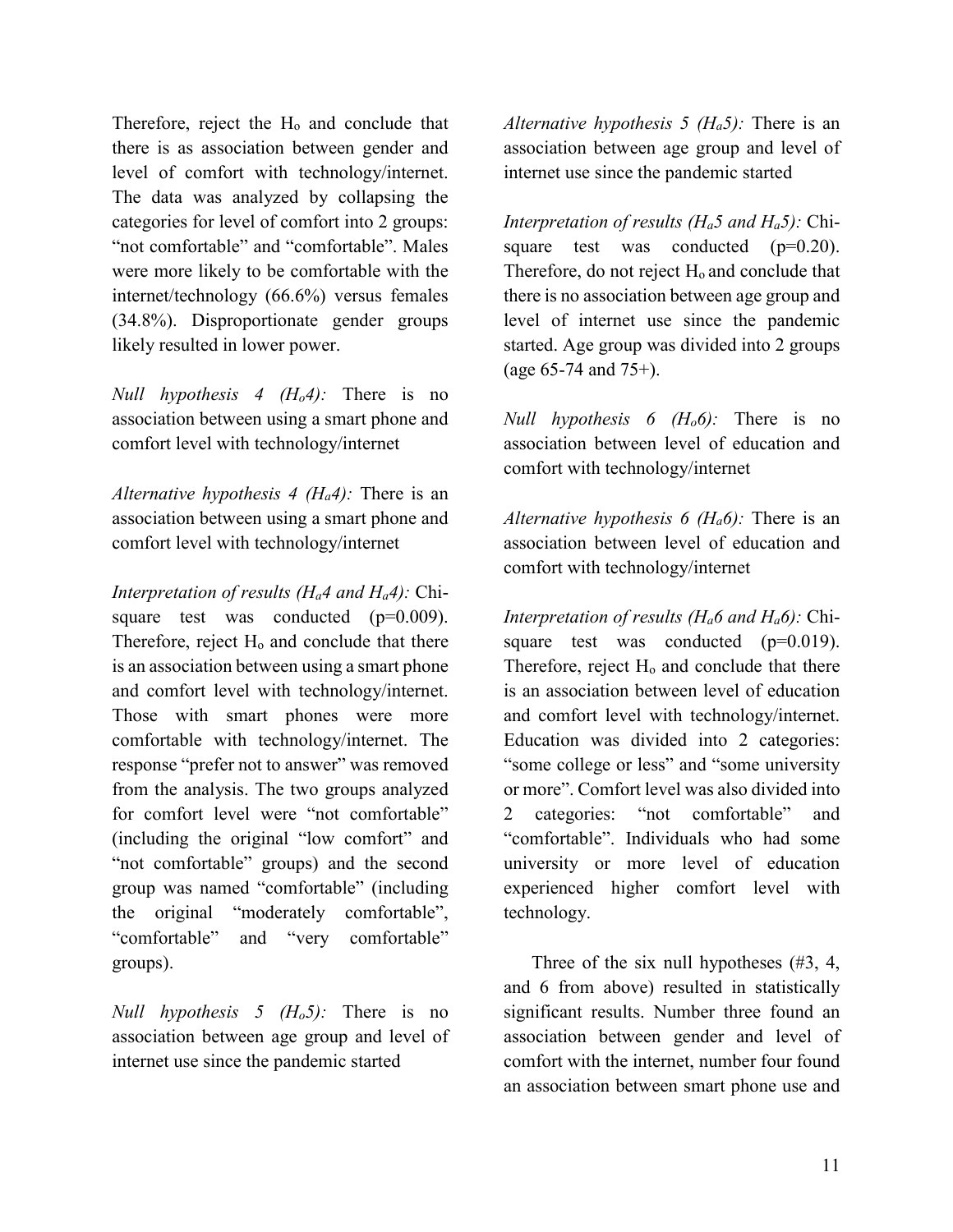Therefore, reject the $H_o$ and conclude that there is as association between gender and level of comfort with technology/internet. The data was analyzed by collapsing the categories for level of comfort into 2 groups: "not comfortable" and "comfortable". Males were more likely to be comfortable with the internet/technology (66.6%) versus females (34.8%). Disproportionate gender groups likely resulted in lower power.

*Null hypothesis 4 ($H_o4$):* There is no association between using a smart phone and comfort level with technology/internet

*Alternative hypothesis 4 ($H_a4$):* There is an association between using a smart phone and comfort level with technology/internet

*Interpretation of results ($H_a4$ and $H_a4$):* Chi-square test was conducted ($p=0.009$). Therefore, reject $H_o$ and conclude that there is an association between using a smart phone and comfort level with technology/internet. Those with smart phones were more comfortable with technology/internet. The response "prefer not to answer" was removed from the analysis. The two groups analyzed for comfort level were "not comfortable" (including the original "low comfort" and "not comfortable" groups) and the second group was named "comfortable" (including the original "moderately comfortable", "comfortable" and "very comfortable" groups).

*Null hypothesis 5 ($H_o5$):* There is no association between age group and level of internet use since the pandemic started

*Alternative hypothesis 5 ($H_a5$):* There is an association between age group and level of internet use since the pandemic started

*Interpretation of results ($H_a5$ and $H_a5$):* Chi-square test was conducted ($p=0.20$). Therefore, do not reject $H_o$ and conclude that there is no association between age group and level of internet use since the pandemic started. Age group was divided into 2 groups (age 65-74 and 75+).

*Null hypothesis 6 ($H_o6$):* There is no association between level of education and comfort with technology/internet

*Alternative hypothesis 6 ($H_a6$):* There is an association between level of education and comfort with technology/internet

*Interpretation of results ($H_a6$ and $H_a6$):* Chi-square test was conducted ($p=0.019$). Therefore, reject $H_o$ and conclude that there is an association between level of education and comfort level with technology/internet. Education was divided into 2 categories: "some college or less" and "some university or more". Comfort level was also divided into 2 categories: "not comfortable" and "comfortable". Individuals who had some university or more level of education experienced higher comfort level with technology.

Three of the six null hypotheses (#3, 4, and 6 from above) resulted in statistically significant results. Number three found an association between gender and level of comfort with the internet, number four found an association between smart phone use and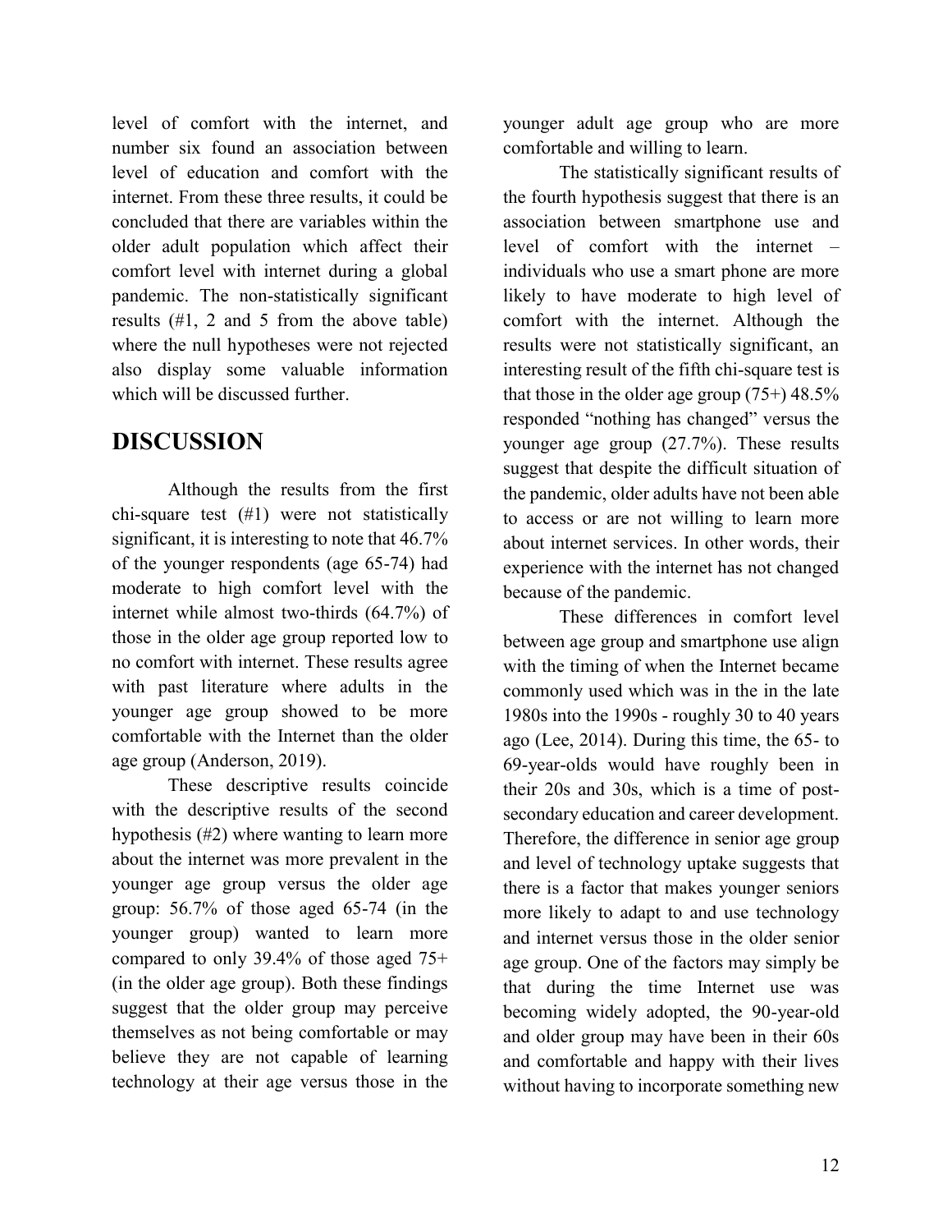level of comfort with the internet, and number six found an association between level of education and comfort with the internet. From these three results, it could be concluded that there are variables within the older adult population which affect their comfort level with internet during a global pandemic. The non-statistically significant results (#1, 2 and 5 from the above table) where the null hypotheses were not rejected also display some valuable information which will be discussed further.

## DISCUSSION

Although the results from the first chi-square test (#1) were not statistically significant, it is interesting to note that 46.7% of the younger respondents (age 65-74) had moderate to high comfort level with the internet while almost two-thirds (64.7%) of those in the older age group reported low to no comfort with internet. These results agree with past literature where adults in the younger age group showed to be more comfortable with the Internet than the older age group (Anderson, 2019).

These descriptive results coincide with the descriptive results of the second hypothesis (#2) where wanting to learn more about the internet was more prevalent in the younger age group versus the older age group: 56.7% of those aged 65-74 (in the younger group) wanted to learn more compared to only 39.4% of those aged 75+ (in the older age group). Both these findings suggest that the older group may perceive themselves as not being comfortable or may believe they are not capable of learning technology at their age versus those in the younger adult age group who are more comfortable and willing to learn.

The statistically significant results of the fourth hypothesis suggest that there is an association between smartphone use and level of comfort with the internet – individuals who use a smart phone are more likely to have moderate to high level of comfort with the internet. Although the results were not statistically significant, an interesting result of the fifth chi-square test is that those in the older age group (75+) 48.5% responded "nothing has changed" versus the younger age group (27.7%). These results suggest that despite the difficult situation of the pandemic, older adults have not been able to access or are not willing to learn more about internet services. In other words, their experience with the internet has not changed because of the pandemic.

These differences in comfort level between age group and smartphone use align with the timing of when the Internet became commonly used which was in the in the late 1980s into the 1990s - roughly 30 to 40 years ago (Lee, 2014). During this time, the 65- to 69-year-olds would have roughly been in their 20s and 30s, which is a time of post-secondary education and career development. Therefore, the difference in senior age group and level of technology uptake suggests that there is a factor that makes younger seniors more likely to adapt to and use technology and internet versus those in the older senior age group. One of the factors may simply be that during the time Internet use was becoming widely adopted, the 90-year-old and older group may have been in their 60s and comfortable and happy with their lives without having to incorporate something new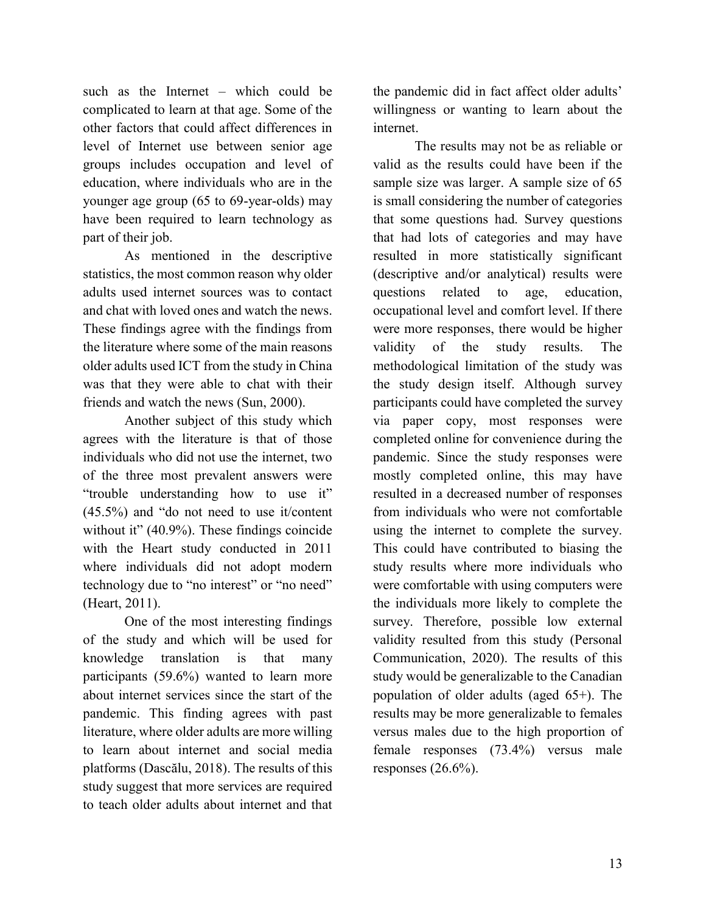such as the Internet – which could be complicated to learn at that age. Some of the other factors that could affect differences in level of Internet use between senior age groups includes occupation and level of education, where individuals who are in the younger age group (65 to 69-year-olds) may have been required to learn technology as part of their job.

As mentioned in the descriptive statistics, the most common reason why older adults used internet sources was to contact and chat with loved ones and watch the news. These findings agree with the findings from the literature where some of the main reasons older adults used ICT from the study in China was that they were able to chat with their friends and watch the news (Sun, 2000).

Another subject of this study which agrees with the literature is that of those individuals who did not use the internet, two of the three most prevalent answers were "trouble understanding how to use it" (45.5%) and "do not need to use it/content without it" (40.9%). These findings coincide with the Heart study conducted in 2011 where individuals did not adopt modern technology due to "no interest" or "no need" (Heart, 2011).

One of the most interesting findings of the study and which will be used for knowledge translation is that many participants (59.6%) wanted to learn more about internet services since the start of the pandemic. This finding agrees with past literature, where older adults are more willing to learn about internet and social media platforms (Dascălu, 2018). The results of this study suggest that more services are required to teach older adults about internet and that the pandemic did in fact affect older adults' willingness or wanting to learn about the internet.

The results may not be as reliable or valid as the results could have been if the sample size was larger. A sample size of 65 is small considering the number of categories that some questions had. Survey questions that had lots of categories and may have resulted in more statistically significant (descriptive and/or analytical) results were questions related to age, education, occupational level and comfort level. If there were more responses, there would be higher validity of the study results. The methodological limitation of the study was the study design itself. Although survey participants could have completed the survey via paper copy, most responses were completed online for convenience during the pandemic. Since the study responses were mostly completed online, this may have resulted in a decreased number of responses from individuals who were not comfortable using the internet to complete the survey. This could have contributed to biasing the study results where more individuals who were comfortable with using computers were the individuals more likely to complete the survey. Therefore, possible low external validity resulted from this study (Personal Communication, 2020). The results of this study would be generalizable to the Canadian population of older adults (aged 65+). The results may be more generalizable to females versus males due to the high proportion of female responses (73.4%) versus male responses (26.6%).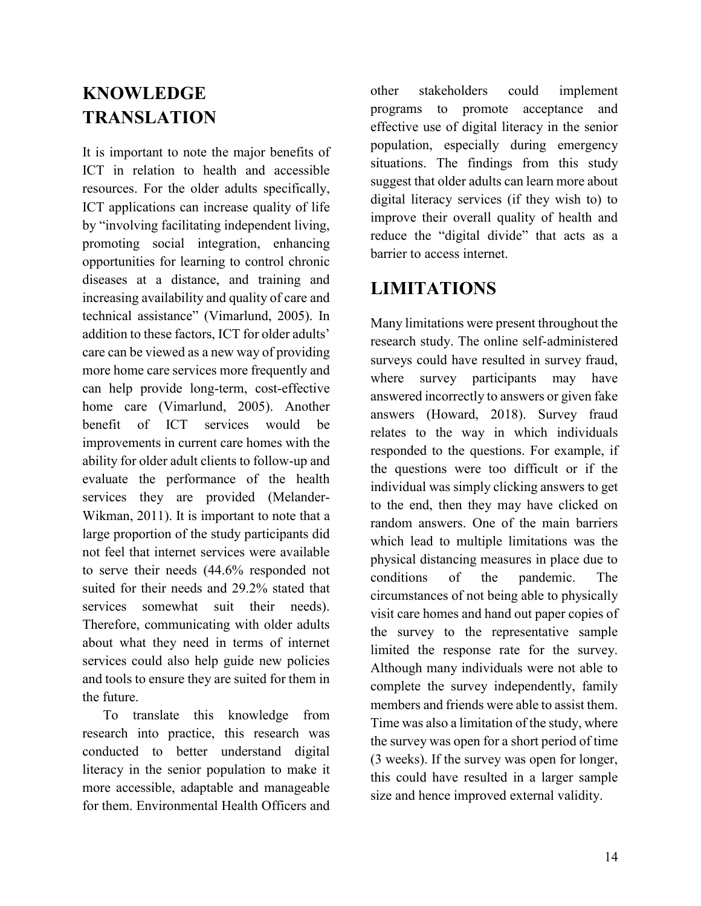# KNOWLEDGE TRANSLATION

It is important to note the major benefits of ICT in relation to health and accessible resources. For the older adults specifically, ICT applications can increase quality of life by "involving facilitating independent living, promoting social integration, enhancing opportunities for learning to control chronic diseases at a distance, and training and increasing availability and quality of care and technical assistance" (Vimarlund, 2005). In addition to these factors, ICT for older adults' care can be viewed as a new way of providing more home care services more frequently and can help provide long-term, cost-effective home care (Vimarlund, 2005). Another benefit of ICT services would be improvements in current care homes with the ability for older adult clients to follow-up and evaluate the performance of the health services they are provided (Melander-Wikman, 2011). It is important to note that a large proportion of the study participants did not feel that internet services were available to serve their needs (44.6% responded not suited for their needs and 29.2% stated that services somewhat suit their needs). Therefore, communicating with older adults about what they need in terms of internet services could also help guide new policies and tools to ensure they are suited for them in the future.

To translate this knowledge from research into practice, this research was conducted to better understand digital literacy in the senior population to make it more accessible, adaptable and manageable for them. Environmental Health Officers and other stakeholders could implement programs to promote acceptance and effective use of digital literacy in the senior population, especially during emergency situations. The findings from this study suggest that older adults can learn more about digital literacy services (if they wish to) to improve their overall quality of health and reduce the "digital divide" that acts as a barrier to access internet.

# LIMITATIONS

Many limitations were present throughout the research study. The online self-administered surveys could have resulted in survey fraud, where survey participants may have answered incorrectly to answers or given fake answers (Howard, 2018). Survey fraud relates to the way in which individuals responded to the questions. For example, if the questions were too difficult or if the individual was simply clicking answers to get to the end, then they may have clicked on random answers. One of the main barriers which lead to multiple limitations was the physical distancing measures in place due to conditions of the pandemic. The circumstances of not being able to physically visit care homes and hand out paper copies of the survey to the representative sample limited the response rate for the survey. Although many individuals were not able to complete the survey independently, family members and friends were able to assist them. Time was also a limitation of the study, where the survey was open for a short period of time (3 weeks). If the survey was open for longer, this could have resulted in a larger sample size and hence improved external validity.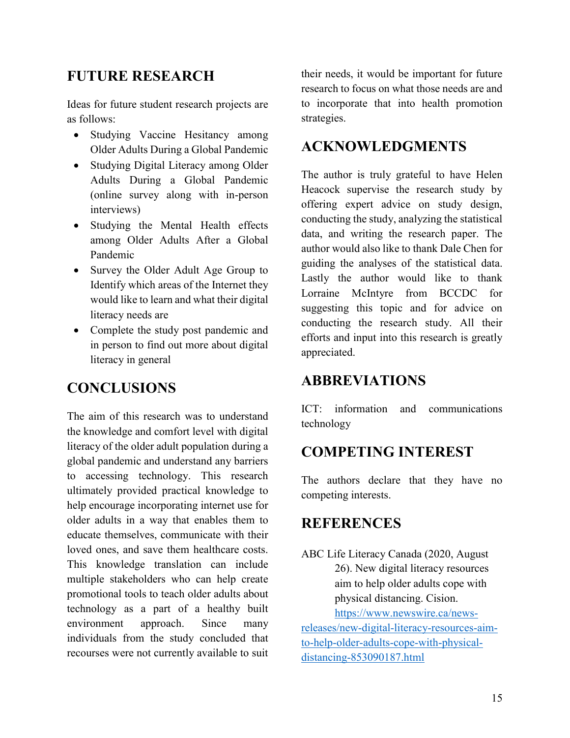## FUTURE RESEARCH

Ideas for future student research projects are as follows:

- Studying Vaccine Hesitancy among Older Adults During a Global Pandemic
- Studying Digital Literacy among Older Adults During a Global Pandemic (online survey along with in-person interviews)
- Studying the Mental Health effects among Older Adults After a Global Pandemic
- Survey the Older Adult Age Group to Identify which areas of the Internet they would like to learn and what their digital literacy needs are
- Complete the study post pandemic and in person to find out more about digital literacy in general

## CONCLUSIONS

The aim of this research was to understand the knowledge and comfort level with digital literacy of the older adult population during a global pandemic and understand any barriers to accessing technology. This research ultimately provided practical knowledge to help encourage incorporating internet use for older adults in a way that enables them to educate themselves, communicate with their loved ones, and save them healthcare costs. This knowledge translation can include multiple stakeholders who can help create promotional tools to teach older adults about technology as a part of a healthy built environment approach. Since many individuals from the study concluded that recourses were not currently available to suit their needs, it would be important for future research to focus on what those needs are and to incorporate that into health promotion strategies.

## ACKNOWLEDGMENTS

The author is truly grateful to have Helen Heacock supervise the research study by offering expert advice on study design, conducting the study, analyzing the statistical data, and writing the research paper. The author would also like to thank Dale Chen for guiding the analyses of the statistical data. Lastly the author would like to thank Lorraine McIntyre from BCCDC for suggesting this topic and for advice on conducting the research study. All their efforts and input into this research is greatly appreciated.

## ABBREVIATIONS

ICT: information and communications technology

## COMPETING INTEREST

The authors declare that they have no competing interests.

## REFERENCES

ABC Life Literacy Canada (2020, August 26). New digital literacy resources aim to help older adults cope with physical distancing. Cision. https://www.newswire.ca/news-releases/new-digital-literacy-resources-aim-to-help-older-adults-cope-with-physical-distancing-853090187.html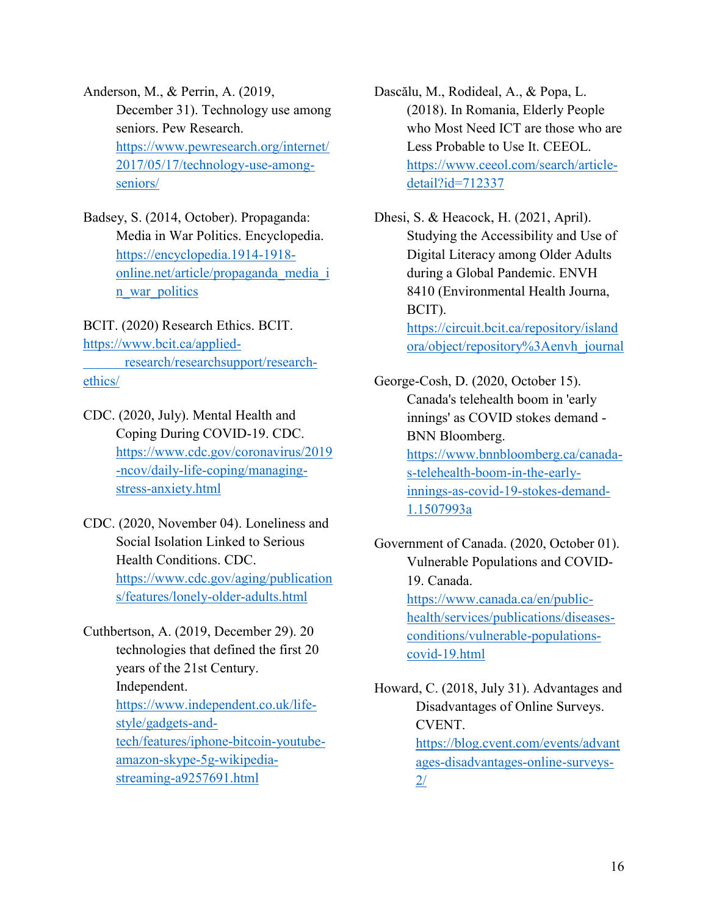Anderson, M., & Perrin, A. (2019, December 31). Technology use among seniors. Pew Research. https://www.pewresearch.org/internet/2017/05/17/technology-use-among-seniors/

Badsey, S. (2014, October). Propaganda: Media in War Politics. Encyclopedia. https://encyclopedia.1914-1918-online.net/article/propaganda_media_in_war_politics

BCIT. (2020) Research Ethics. BCIT. https://www.bcit.ca/applied-research/researchsupport/research-ethics/

CDC. (2020, July). Mental Health and Coping During COVID-19. CDC. https://www.cdc.gov/coronavirus/2019-ncov/daily-life-coping/managing-stress-anxiety.html

CDC. (2020, November 04). Loneliness and Social Isolation Linked to Serious Health Conditions. CDC. https://www.cdc.gov/aging/publications/features/lonely-older-adults.html

Cuthbertson, A. (2019, December 29). 20 technologies that defined the first 20 years of the 21st Century. Independent. https://www.independent.co.uk/life-style/gadgets-and-tech/features/iphone-bitcoin-youtube-amazon-skype-5g-wikipedia-streaming-a9257691.html

Dascălu, M., Rodideal, A., & Popa, L. (2018). In Romania, Elderly People who Most Need ICT are those who are Less Probable to Use It. CEEOL. https://www.ceeol.com/search/article-detail?id=712337

Dhesi, S. & Heacock, H. (2021, April). Studying the Accessibility and Use of Digital Literacy among Older Adults during a Global Pandemic. ENVH 8410 (Environmental Health Journa, BCIT). https://circuit.bcit.ca/repository/islandora/object/repository%3Aenvh_journal

George-Cosh, D. (2020, October 15). Canada's telehealth boom in 'early innings' as COVID stokes demand - BNN Bloomberg. https://www.bnnbloomberg.ca/canada-s-telehealth-boom-in-the-early-innings-as-covid-19-stokes-demand-1.1507993a

Government of Canada. (2020, October 01). Vulnerable Populations and COVID-19. Canada. https://www.canada.ca/en/public-health/services/publications/diseases-conditions/vulnerable-populations-covid-19.html

Howard, C. (2018, July 31). Advantages and Disadvantages of Online Surveys. CVENT. https://blog.cvent.com/events/advantages-disadvantages-online-surveys-2/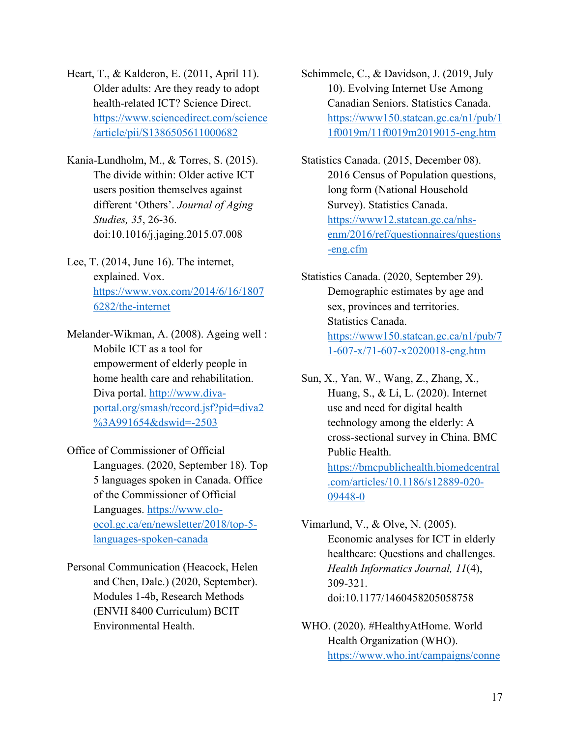Heart, T., & Kalderon, E. (2011, April 11). Older adults: Are they ready to adopt health-related ICT? Science Direct. https://www.sciencedirect.com/science/article/pii/S1386505611000682

Kania-Lundholm, M., & Torres, S. (2015). The divide within: Older active ICT users position themselves against different 'Others'. *Journal of Aging Studies, 35*, 26-36. doi:10.1016/j.jaging.2015.07.008

Lee, T. (2014, June 16). The internet, explained. Vox. https://www.vox.com/2014/6/16/18076282/the-internet

Melander-Wikman, A. (2008). Ageing well : Mobile ICT as a tool for empowerment of elderly people in home health care and rehabilitation. Diva portal. http://www.diva-portal.org/smash/record.jsf?pid=diva2%3A991654&dswid=-2503

Office of Commissioner of Official Languages. (2020, September 18). Top 5 languages spoken in Canada. Office of the Commissioner of Official Languages. https://www.clo-ocol.gc.ca/en/newsletter/2018/top-5-languages-spoken-canada

Personal Communication (Heacock, Helen and Chen, Dale.) (2020, September). Modules 1-4b, Research Methods (ENVH 8400 Curriculum) BCIT Environmental Health.

Schimmele, C., & Davidson, J. (2019, July 10). Evolving Internet Use Among Canadian Seniors. Statistics Canada. https://www150.statcan.gc.ca/n1/pub/11f0019m/11f0019m2019015-eng.htm

Statistics Canada. (2015, December 08). 2016 Census of Population questions, long form (National Household Survey). Statistics Canada. https://www12.statcan.gc.ca/nhs-enm/2016/ref/questionnaires/questions-eng.cfm

Statistics Canada. (2020, September 29). Demographic estimates by age and sex, provinces and territories. Statistics Canada. https://www150.statcan.gc.ca/n1/pub/71-607-x/71-607-x2020018-eng.htm

Sun, X., Yan, W., Wang, Z., Zhang, X., Huang, S., & Li, L. (2020). Internet use and need for digital health technology among the elderly: A cross-sectional survey in China. BMC Public Health. https://bmcpublichealth.biomedcentral.com/articles/10.1186/s12889-020-09448-0

Vimarlund, V., & Olve, N. (2005). Economic analyses for ICT in elderly healthcare: Questions and challenges. *Health Informatics Journal, 11*(4), 309-321. doi:10.1177/1460458205058758

WHO. (2020). #HealthyAtHome. World Health Organization (WHO). https://www.who.int/campaigns/conne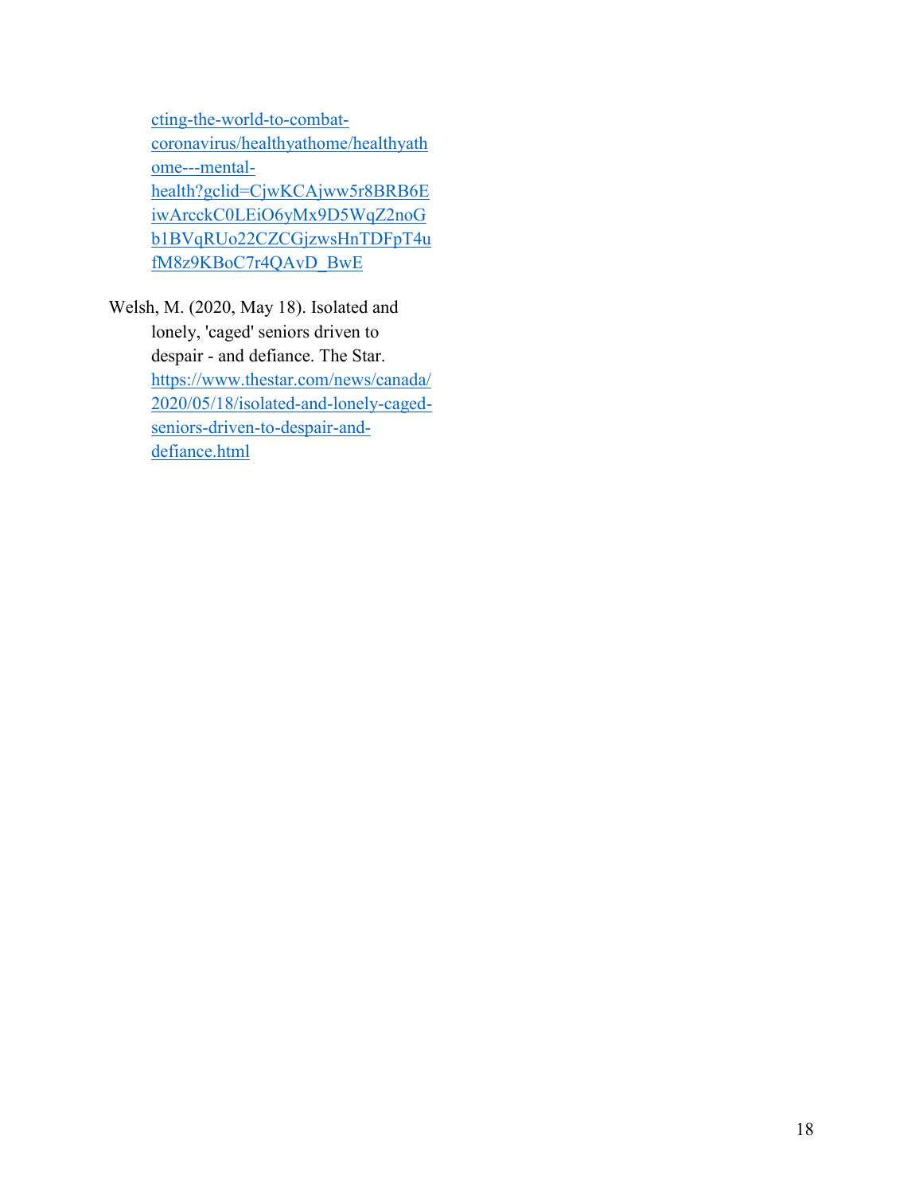cting-the-world-to-combat-coronavirus/healthyathome/healthyathome---mental-health?gclid=CjwKCAjww5r8BRB6EiwArcckC0LEiO6yMx9D5WqZ2noGb1BVqRUo22CZCGjzwsHnTDFpT4ufM8z9KBoC7r4QAvD_BwE

Welsh, M. (2020, May 18). Isolated and lonely, 'caged' seniors driven to despair - and defiance. The Star. https://www.thestar.com/news/canada/2020/05/18/isolated-and-lonely-caged-seniors-driven-to-despair-and-defiance.html